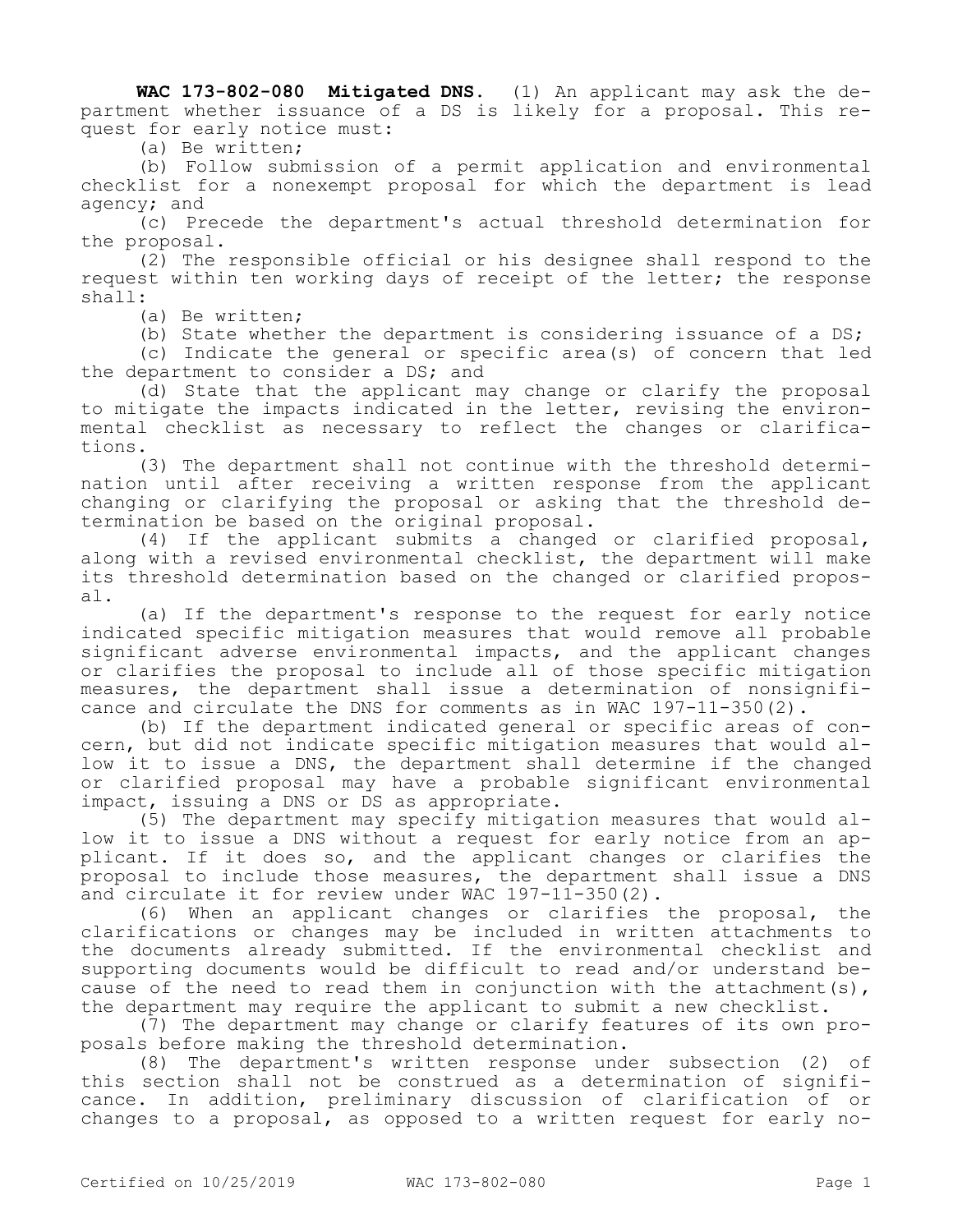**WAC 173-802-080 Mitigated DNS.** (1) An applicant may ask the department whether issuance of a DS is likely for a proposal. This request for early notice must:

(a) Be written;

(b) Follow submission of a permit application and environmental checklist for a nonexempt proposal for which the department is lead agency; and

(c) Precede the department's actual threshold determination for the proposal.

(2) The responsible official or his designee shall respond to the request within ten working days of receipt of the letter; the response shall:

(a) Be written;

(b) State whether the department is considering issuance of a DS;

(c) Indicate the general or specific area(s) of concern that led the department to consider a DS; and

(d) State that the applicant may change or clarify the proposal to mitigate the impacts indicated in the letter, revising the environmental checklist as necessary to reflect the changes or clarifications.

(3) The department shall not continue with the threshold determination until after receiving a written response from the applicant changing or clarifying the proposal or asking that the threshold determination be based on the original proposal.

(4) If the applicant submits a changed or clarified proposal, along with a revised environmental checklist, the department will make its threshold determination based on the changed or clarified proposal.

(a) If the department's response to the request for early notice indicated specific mitigation measures that would remove all probable significant adverse environmental impacts, and the applicant changes or clarifies the proposal to include all of those specific mitigation measures, the department shall issue a determination of nonsignificance and circulate the DNS for comments as in WAC 197-11-350(2).

(b) If the department indicated general or specific areas of concern, but did not indicate specific mitigation measures that would allow it to issue a DNS, the department shall determine if the changed or clarified proposal may have a probable significant environmental impact, issuing a DNS or DS as appropriate.

(5) The department may specify mitigation measures that would allow it to issue a DNS without a request for early notice from an applicant. If it does so, and the applicant changes or clarifies the proposal to include those measures, the department shall issue a DNS and circulate it for review under WAC 197-11-350(2).

(6) When an applicant changes or clarifies the proposal, the clarifications or changes may be included in written attachments to the documents already submitted. If the environmental checklist and supporting documents would be difficult to read and/or understand because of the need to read them in conjunction with the attachment(s), the department may require the applicant to submit a new checklist.

(7) The department may change or clarify features of its own proposals before making the threshold determination.

(8) The department's written response under subsection (2) of this section shall not be construed as a determination of significance. In addition, preliminary discussion of clarification of or changes to a proposal, as opposed to a written request for early no-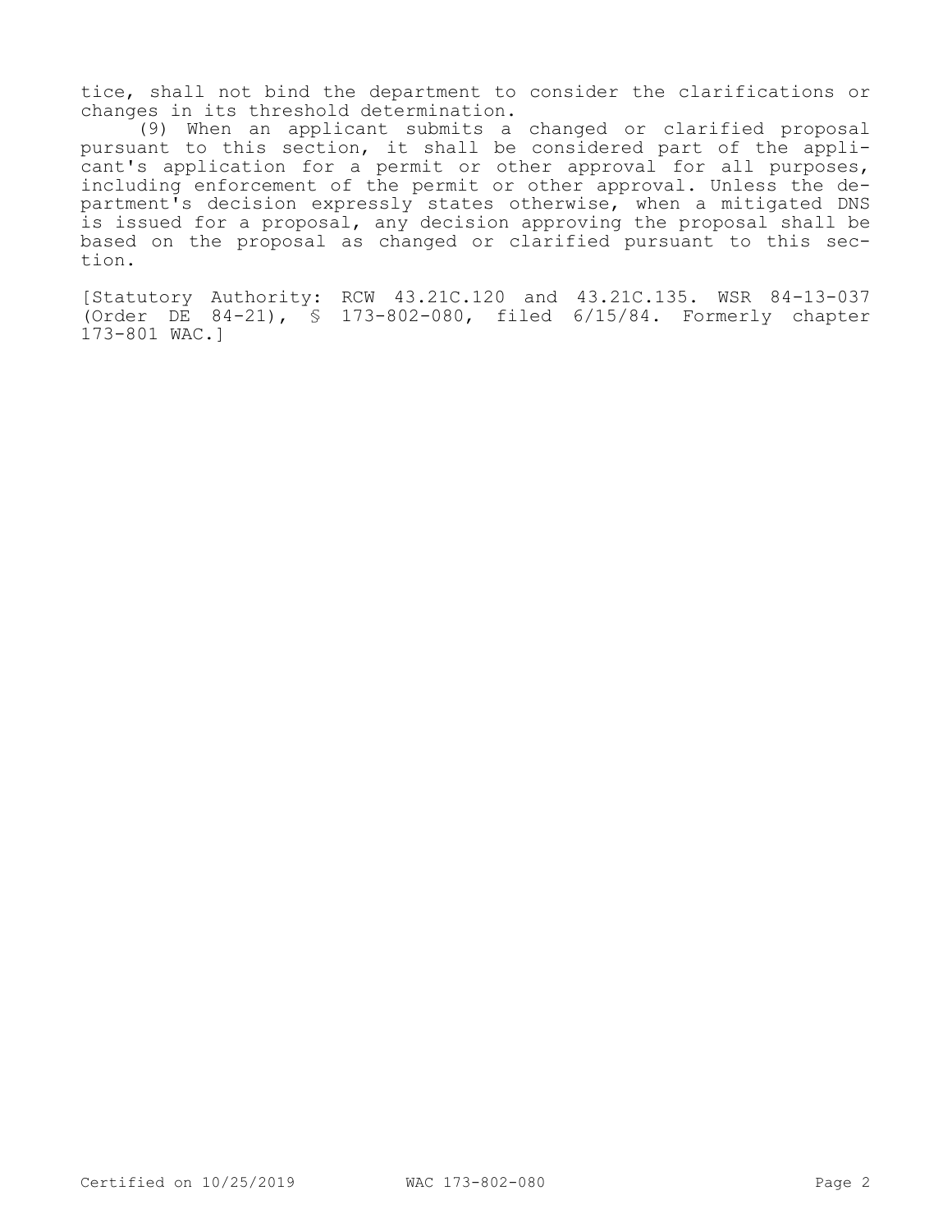tice, shall not bind the department to consider the clarifications or changes in its threshold determination.

(9) When an applicant submits a changed or clarified proposal pursuant to this section, it shall be considered part of the applicant's application for a permit or other approval for all purposes, including enforcement of the permit or other approval. Unless the department's decision expressly states otherwise, when a mitigated DNS is issued for a proposal, any decision approving the proposal shall be based on the proposal as changed or clarified pursuant to this section.

[Statutory Authority: RCW 43.21C.120 and 43.21C.135. WSR 84-13-037 (Order DE 84-21), § 173-802-080, filed 6/15/84. Formerly chapter 173-801 WAC.]